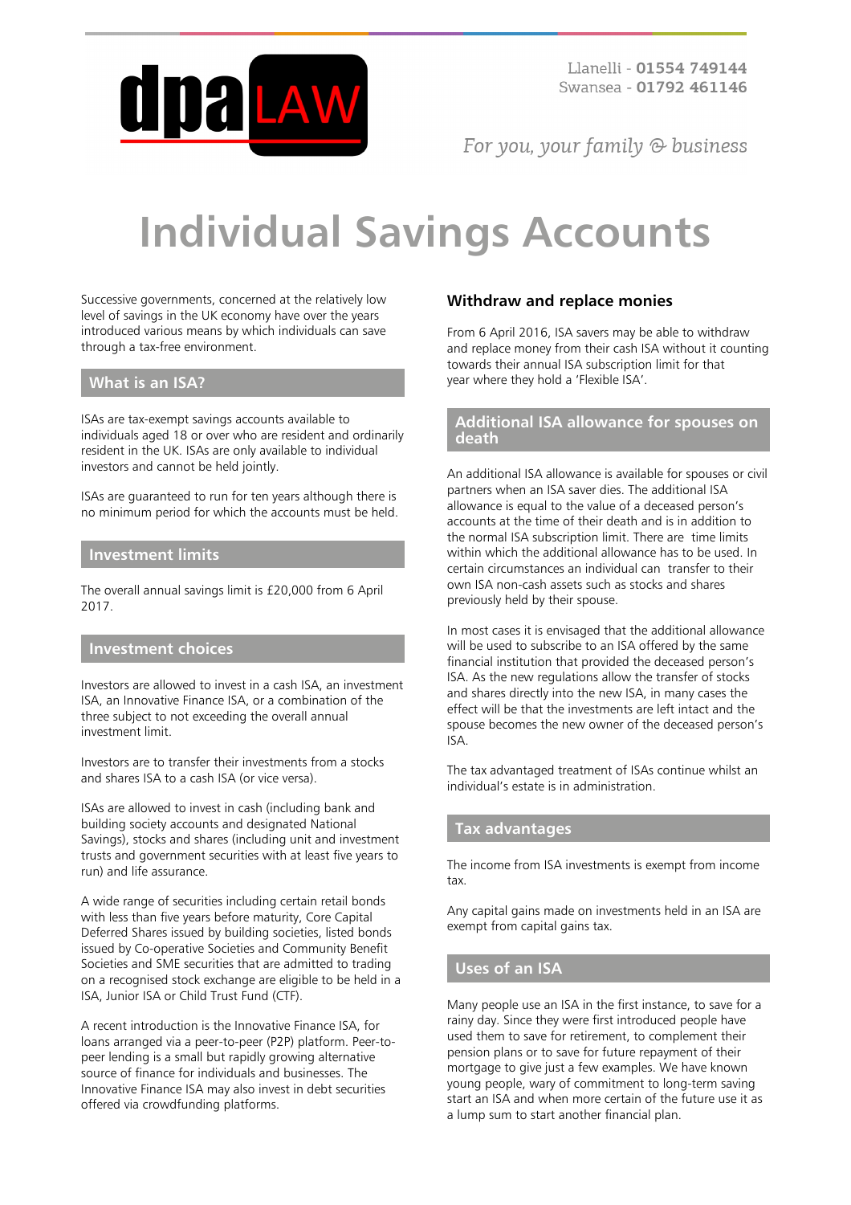Llanelli - **01554 749144**
Swansea - **01792 461146**

*For you, your family & business*

# Individual Savings Accounts

Successive governments, concerned at the relatively low level of savings in the UK economy have over the years introduced various means by which individuals can save through a tax-free environment.

## What is an ISA?

ISAs are tax-exempt savings accounts available to individuals aged 18 or over who are resident and ordinarily resident in the UK. ISAs are only available to individual investors and cannot be held jointly.

ISAs are guaranteed to run for ten years although there is no minimum period for which the accounts must be held.

## Investment limits

The overall annual savings limit is £20,000 from 6 April 2017.

## Investment choices

Investors are allowed to invest in a cash ISA, an investment ISA, an Innovative Finance ISA, or a combination of the three subject to not exceeding the overall annual investment limit.

Investors are to transfer their investments from a stocks and shares ISA to a cash ISA (or vice versa).

ISAs are allowed to invest in cash (including bank and building society accounts and designated National Savings), stocks and shares (including unit and investment trusts and government securities with at least five years to run) and life assurance.

A wide range of securities including certain retail bonds with less than five years before maturity, Core Capital Deferred Shares issued by building societies, listed bonds issued by Co-operative Societies and Community Benefit Societies and SME securities that are admitted to trading on a recognised stock exchange are eligible to be held in a ISA, Junior ISA or Child Trust Fund (CTF).

A recent introduction is the Innovative Finance ISA, for loans arranged via a peer-to-peer (P2P) platform. Peer-to-peer lending is a small but rapidly growing alternative source of finance for individuals and businesses. The Innovative Finance ISA may also invest in debt securities offered via crowdfunding platforms.

### Withdraw and replace monies

From 6 April 2016, ISA savers may be able to withdraw and replace money from their cash ISA without it counting towards their annual ISA subscription limit for that year where they hold a 'Flexible ISA'.

## Additional ISA allowance for spouses on death

An additional ISA allowance is available for spouses or civil partners when an ISA saver dies. The additional ISA allowance is equal to the value of a deceased person's accounts at the time of their death and is in addition to the normal ISA subscription limit. There are time limits within which the additional allowance has to be used. In certain circumstances an individual can transfer to their own ISA non-cash assets such as stocks and shares previously held by their spouse.

In most cases it is envisaged that the additional allowance will be used to subscribe to an ISA offered by the same financial institution that provided the deceased person's ISA. As the new regulations allow the transfer of stocks and shares directly into the new ISA, in many cases the effect will be that the investments are left intact and the spouse becomes the new owner of the deceased person's ISA.

The tax advantaged treatment of ISAs continue whilst an individual's estate is in administration.

## Tax advantages

The income from ISA investments is exempt from income tax.

Any capital gains made on investments held in an ISA are exempt from capital gains tax.

## Uses of an ISA

Many people use an ISA in the first instance, to save for a rainy day. Since they were first introduced people have used them to save for retirement, to complement their pension plans or to save for future repayment of their mortgage to give just a few examples. We have known young people, wary of commitment to long-term saving start an ISA and when more certain of the future use it as a lump sum to start another financial plan.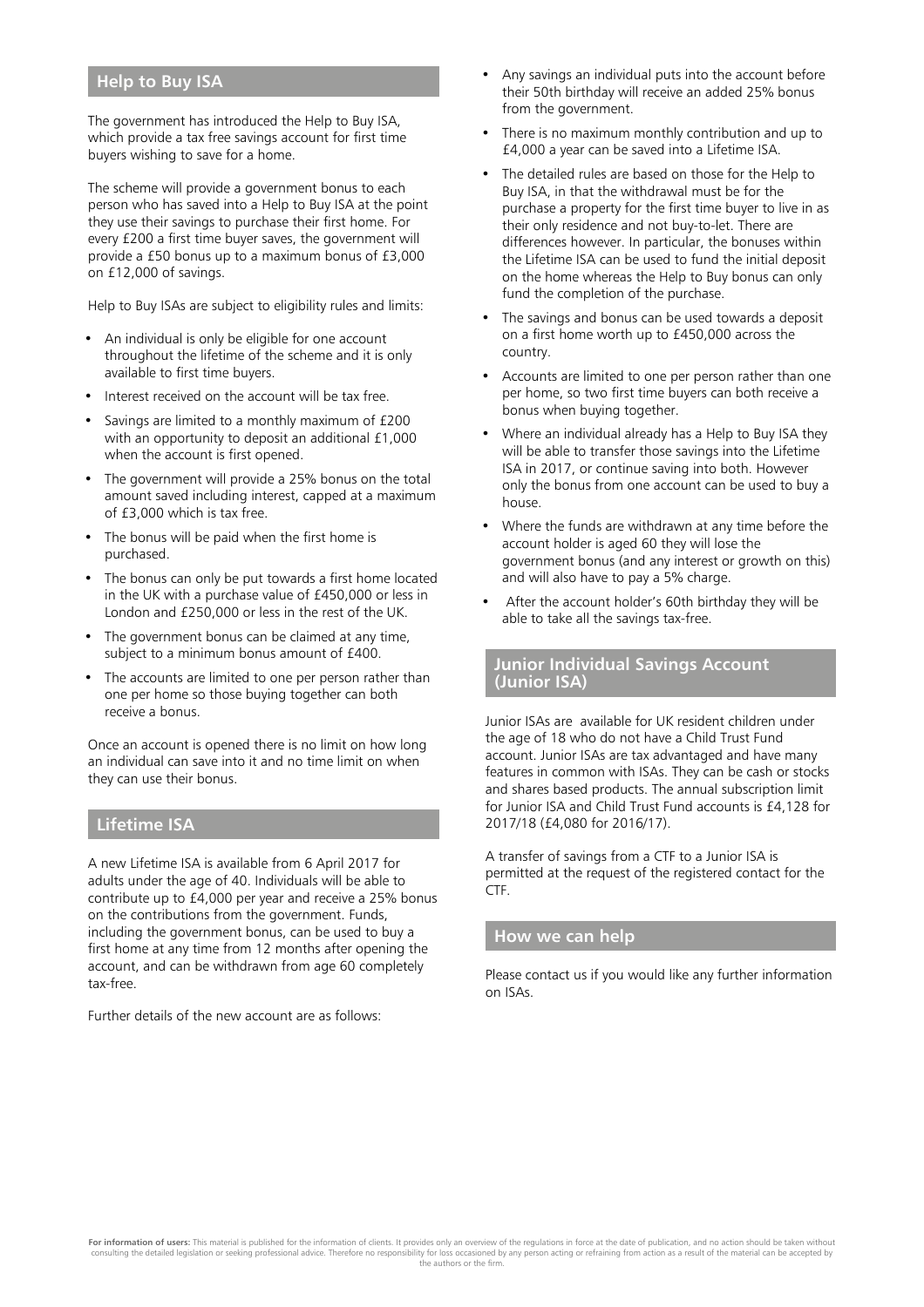## Help to Buy ISA

The government has introduced the Help to Buy ISA, which provide a tax free savings account for first time buyers wishing to save for a home.

The scheme will provide a government bonus to each person who has saved into a Help to Buy ISA at the point they use their savings to purchase their first home. For every £200 a first time buyer saves, the government will provide a £50 bonus up to a maximum bonus of £3,000 on £12,000 of savings.

Help to Buy ISAs are subject to eligibility rules and limits:

- An individual is only be eligible for one account throughout the lifetime of the scheme and it is only available to first time buyers.
- Interest received on the account will be tax free.
- Savings are limited to a monthly maximum of £200 with an opportunity to deposit an additional £1,000 when the account is first opened.
- The government will provide a 25% bonus on the total amount saved including interest, capped at a maximum of £3,000 which is tax free.
- The bonus will be paid when the first home is purchased.
- The bonus can only be put towards a first home located in the UK with a purchase value of £450,000 or less in London and £250,000 or less in the rest of the UK.
- The government bonus can be claimed at any time, subject to a minimum bonus amount of £400.
- The accounts are limited to one per person rather than one per home so those buying together can both receive a bonus.

Once an account is opened there is no limit on how long an individual can save into it and no time limit on when they can use their bonus.

## Lifetime ISA

A new Lifetime ISA is available from 6 April 2017 for adults under the age of 40. Individuals will be able to contribute up to £4,000 per year and receive a 25% bonus on the contributions from the government. Funds, including the government bonus, can be used to buy a first home at any time from 12 months after opening the account, and can be withdrawn from age 60 completely tax-free.

Further details of the new account are as follows:

- Any savings an individual puts into the account before their 50th birthday will receive an added 25% bonus from the government.
- There is no maximum monthly contribution and up to £4,000 a year can be saved into a Lifetime ISA.
- The detailed rules are based on those for the Help to Buy ISA, in that the withdrawal must be for the purchase a property for the first time buyer to live in as their only residence and not buy-to-let. There are differences however. In particular, the bonuses within the Lifetime ISA can be used to fund the initial deposit on the home whereas the Help to Buy bonus can only fund the completion of the purchase.
- The savings and bonus can be used towards a deposit on a first home worth up to £450,000 across the country.
- Accounts are limited to one per person rather than one per home, so two first time buyers can both receive a bonus when buying together.
- Where an individual already has a Help to Buy ISA they will be able to transfer those savings into the Lifetime ISA in 2017, or continue saving into both. However only the bonus from one account can be used to buy a house.
- Where the funds are withdrawn at any time before the account holder is aged 60 they will lose the government bonus (and any interest or growth on this) and will also have to pay a 5% charge.
- After the account holder's 60th birthday they will be able to take all the savings tax-free.

## Junior Individual Savings Account (Junior ISA)

Junior ISAs are available for UK resident children under the age of 18 who do not have a Child Trust Fund account. Junior ISAs are tax advantaged and have many features in common with ISAs. They can be cash or stocks and shares based products. The annual subscription limit for Junior ISA and Child Trust Fund accounts is £4,128 for 2017/18 (£4,080 for 2016/17).

A transfer of savings from a CTF to a Junior ISA is permitted at the request of the registered contact for the CTF.

## How we can help

Please contact us if you would like any further information on ISAs.

**For information of users:** This material is published for the information of clients. It provides only an overview of the regulations in force at the date of publication, and no action should be taken without consulting the detailed legislation or seeking professional advice. Therefore no responsibility for loss occasioned by any person acting or refraining from action as a result of the material can be accepted by the authors or the firm.